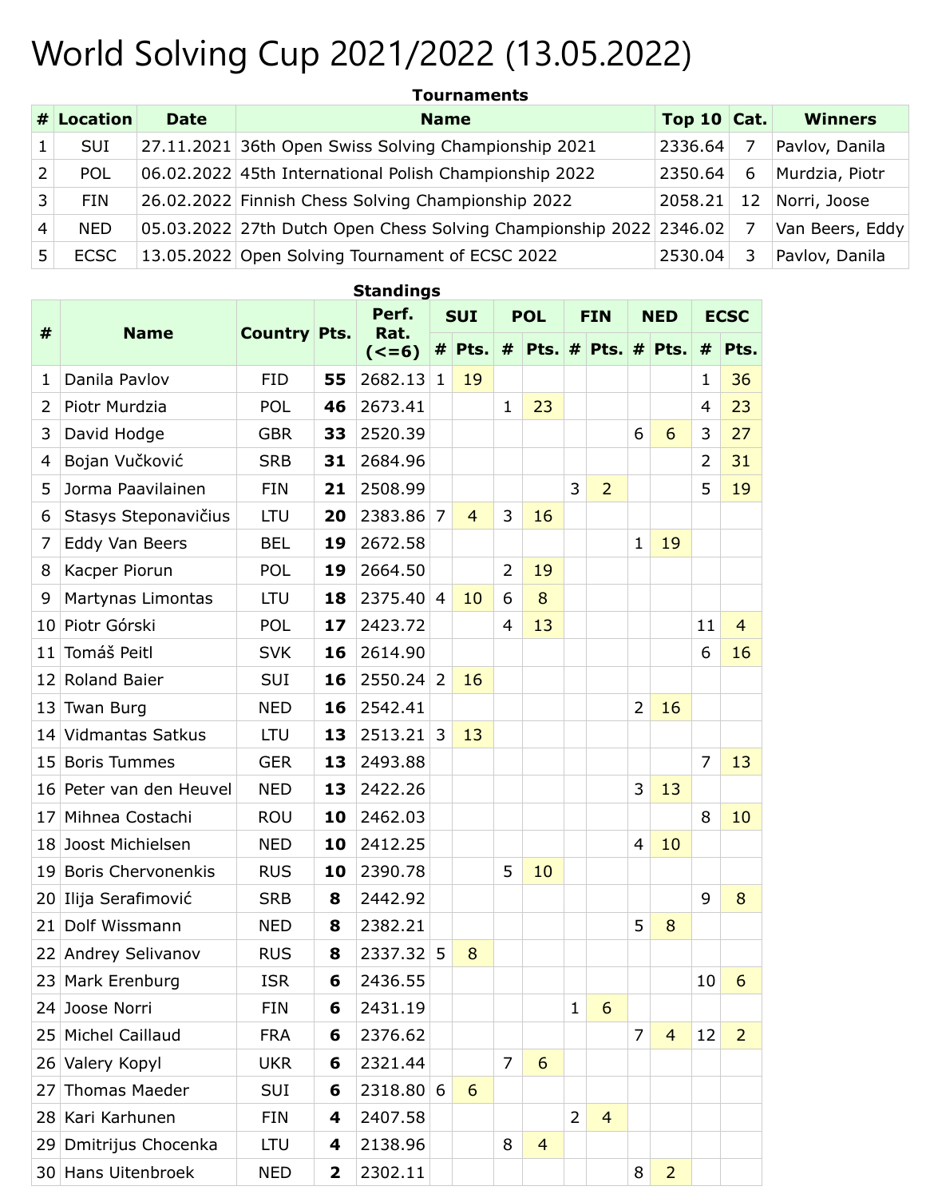# World Solving Cup 2021/2022 (13.05.2022)

**Tournaments**

| # | Location | Date | Name | Top 10 | Cat. | Winners |
|---|---|---|---|---|---|---|
| 1 | SUI | 27.11.2021 | 36th Open Swiss Solving Championship 2021 | 2336.64 | 7 | Pavlov, Danila |
| 2 | POL | 06.02.2022 | 45th International Polish Championship 2022 | 2350.64 | 6 | Murdzia, Piotr |
| 3 | FIN | 26.02.2022 | Finnish Chess Solving Championship 2022 | 2058.21 | 12 | Norri, Joose |
| 4 | NED | 05.03.2022 | 27th Dutch Open Chess Solving Championship 2022 | 2346.02 | 7 | Van Beers, Eddy |
| 5 | ECSC | 13.05.2022 | Open Solving Tournament of ECSC 2022 | 2530.04 | 3 | Pavlov, Danila |

**Standings**

| # | Name | Country | Pts. | Perf. Rat. (<=6) | SUI | | POL | | FIN | | NED | | ECSC | |
|---|---|---|---|---|---|---|---|---|---|---|---|---|---|---|
| | | | | | # | Pts. | # | Pts. | # | Pts. | # | Pts. | # | Pts. |
| 1 | Danila Pavlov | FID | **55** | 2682.13 | 1 | 19 | | | | | | | 1 | 36 |
| 2 | Piotr Murdzia | POL | **46** | 2673.41 | | | 1 | 23 | | | | | 4 | 23 |
| 3 | David Hodge | GBR | **33** | 2520.39 | | | | | | | 6 | 6 | 3 | 27 |
| 4 | Bojan Vučković | SRB | **31** | 2684.96 | | | | | | | | | 2 | 31 |
| 5 | Jorma Paavilainen | FIN | **21** | 2508.99 | | | | | 3 | 2 | | | 5 | 19 |
| 6 | Stasys Steponavičius | LTU | **20** | 2383.86 | 7 | 4 | 3 | 16 | | | | | | |
| 7 | Eddy Van Beers | BEL | **19** | 2672.58 | | | | | | | 1 | 19 | | |
| 8 | Kacper Piorun | POL | **19** | 2664.50 | | | 2 | 19 | | | | | | |
| 9 | Martynas Limontas | LTU | **18** | 2375.40 | 4 | 10 | 6 | 8 | | | | | | |
| 10 | Piotr Górski | POL | **17** | 2423.72 | | | 4 | 13 | | | | | 11 | 4 |
| 11 | Tomáš Peitl | SVK | **16** | 2614.90 | | | | | | | | | 6 | 16 |
| 12 | Roland Baier | SUI | **16** | 2550.24 | 2 | 16 | | | | | | | | |
| 13 | Twan Burg | NED | **16** | 2542.41 | | | | | | | 2 | 16 | | |
| 14 | Vidmantas Satkus | LTU | **13** | 2513.21 | 3 | 13 | | | | | | | | |
| 15 | Boris Tummes | GER | **13** | 2493.88 | | | | | | | | | 7 | 13 |
| 16 | Peter van den Heuvel | NED | **13** | 2422.26 | | | | | | | 3 | 13 | | |
| 17 | Mihnea Costachi | ROU | **10** | 2462.03 | | | | | | | | | 8 | 10 |
| 18 | Joost Michielsen | NED | **10** | 2412.25 | | | | | | | 4 | 10 | | |
| 19 | Boris Chervonenkis | RUS | **10** | 2390.78 | | | 5 | 10 | | | | | | |
| 20 | Ilija Serafimović | SRB | **8** | 2442.92 | | | | | | | | | 9 | 8 |
| 21 | Dolf Wissmann | NED | **8** | 2382.21 | | | | | | | 5 | 8 | | |
| 22 | Andrey Selivanov | RUS | **8** | 2337.32 | 5 | 8 | | | | | | | | |
| 23 | Mark Erenburg | ISR | **6** | 2436.55 | | | | | | | | | 10 | 6 |
| 24 | Joose Norri | FIN | **6** | 2431.19 | | | | | 1 | 6 | | | | |
| 25 | Michel Caillaud | FRA | **6** | 2376.62 | | | | | | | 7 | 4 | 12 | 2 |
| 26 | Valery Kopyl | UKR | **6** | 2321.44 | | | 7 | 6 | | | | | | |
| 27 | Thomas Maeder | SUI | **6** | 2318.80 | 6 | 6 | | | | | | | | |
| 28 | Kari Karhunen | FIN | **4** | 2407.58 | | | | | 2 | 4 | | | | |
| 29 | Dmitrijus Chocenka | LTU | **4** | 2138.96 | | | 8 | 4 | | | | | | |
| 30 | Hans Uitenbroek | NED | **2** | 2302.11 | | | | | | | 8 | 2 | | |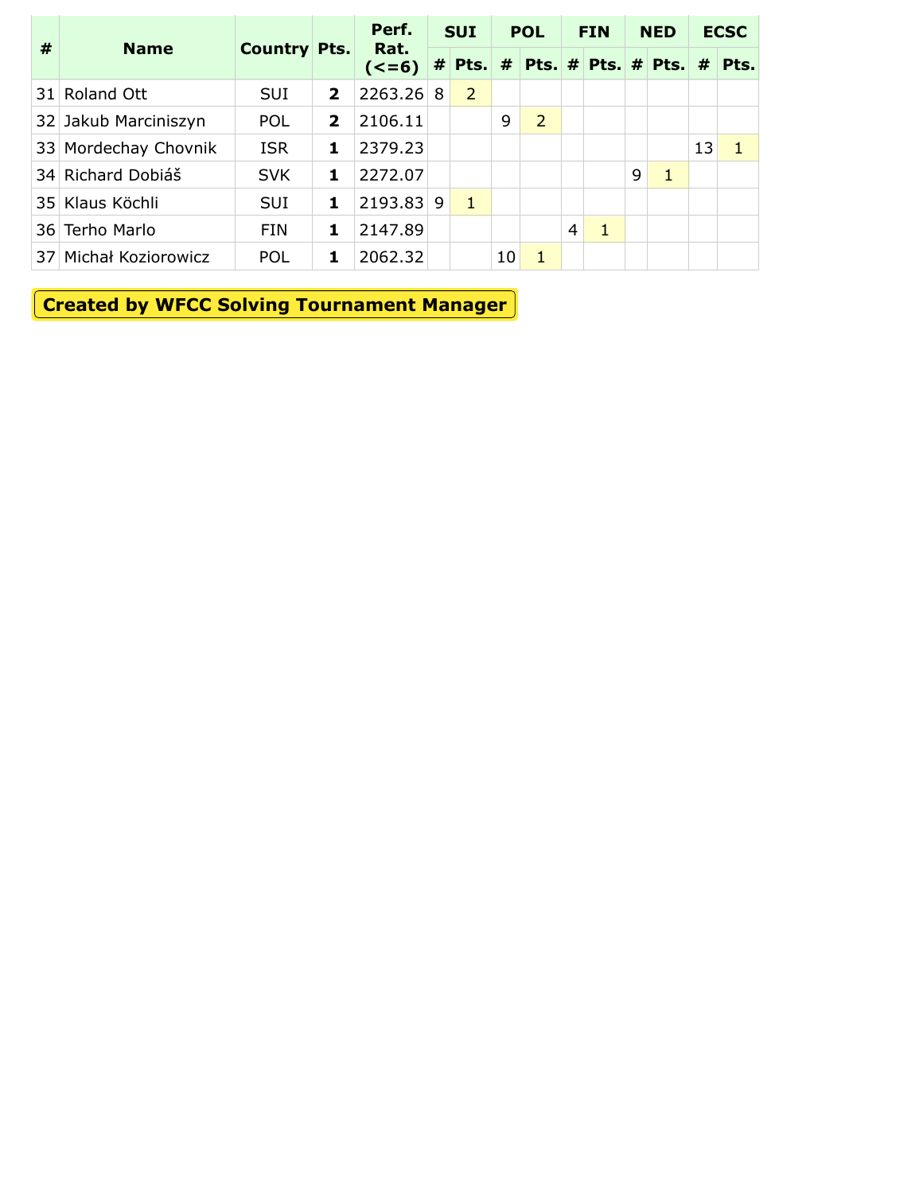| # | Name | Country | Pts. | Perf. Rat. (<=6) | SUI | | POL | | FIN | | NED | | ECSC | |
|---|---|---|---|---|---|---|---|---|---|---|---|---|---|---|
| | | | | | # | Pts. | # | Pts. | # | Pts. | # | Pts. | # | Pts. |
| 31 | Roland Ott | SUI | **2** | 2263.26 | 8 | 2 | | | | | | | | |
| 32 | Jakub Marciniszyn | POL | **2** | 2106.11 | | | 9 | 2 | | | | | | |
| 33 | Mordechay Chovnik | ISR | **1** | 2379.23 | | | | | | | | | 13 | 1 |
| 34 | Richard Dobiáš | SVK | **1** | 2272.07 | | | | | | | 9 | 1 | | |
| 35 | Klaus Köchli | SUI | **1** | 2193.83 | 9 | 1 | | | | | | | | |
| 36 | Terho Marlo | FIN | **1** | 2147.89 | | | | | 4 | 1 | | | | |
| 37 | Michał Koziorowicz | POL | **1** | 2062.32 | | | 10 | 1 | | | | | | |

**Created by WFCC Solving Tournament Manager**